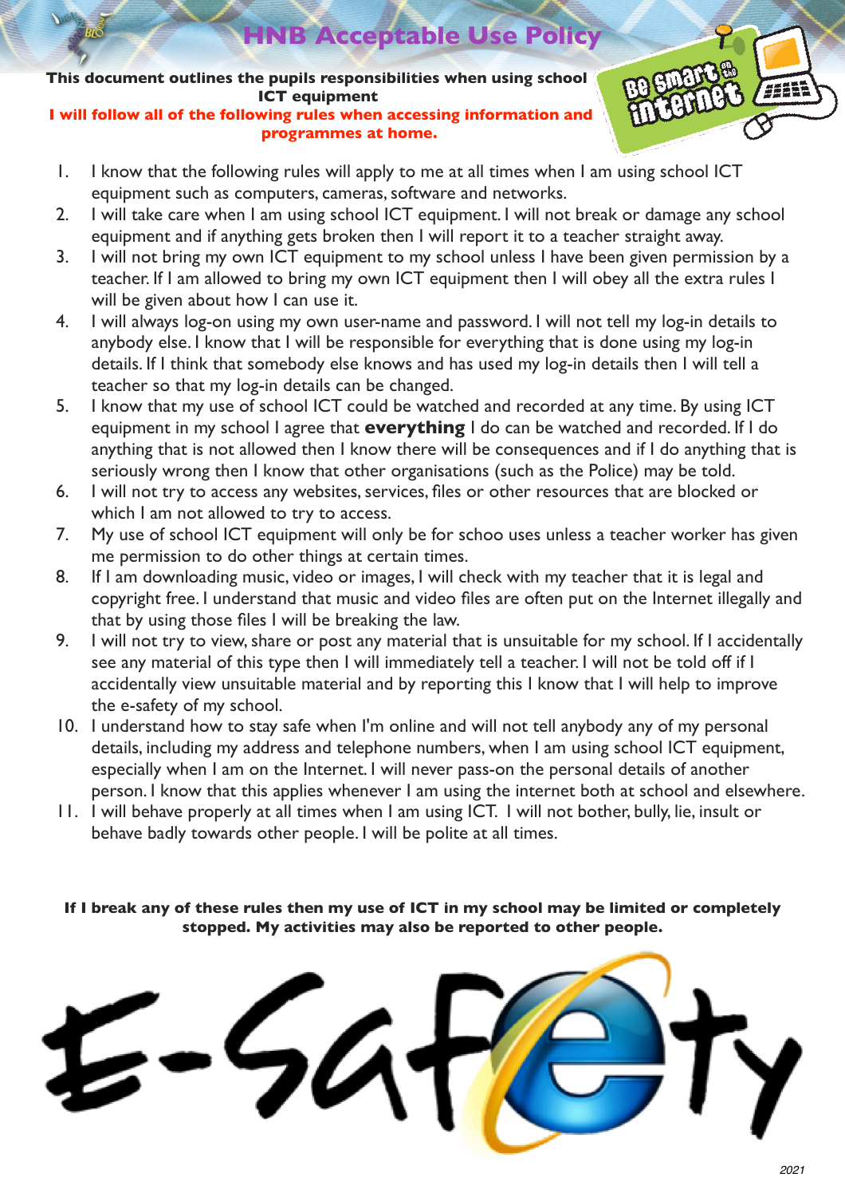# HNB Acceptable Use Policy

**This document outlines the pupils responsibilities when using school ICT equipment**

**I will follow all of the following rules when accessing information and programmes at home.**

1. I know that the following rules will apply to me at all times when I am using school ICT equipment such as computers, cameras, software and networks.
2. I will take care when I am using school ICT equipment. I will not break or damage any school equipment and if anything gets broken then I will report it to a teacher straight away.
3. I will not bring my own ICT equipment to my school unless I have been given permission by a teacher. If I am allowed to bring my own ICT equipment then I will obey all the extra rules I will be given about how I can use it.
4. I will always log-on using my own user-name and password. I will not tell my log-in details to anybody else. I know that I will be responsible for everything that is done using my log-in details. If I think that somebody else knows and has used my log-in details then I will tell a teacher so that my log-in details can be changed.
5. I know that my use of school ICT could be watched and recorded at any time. By using ICT equipment in my school I agree that **everything** I do can be watched and recorded. If I do anything that is not allowed then I know there will be consequences and if I do anything that is seriously wrong then I know that other organisations (such as the Police) may be told.
6. I will not try to access any websites, services, files or other resources that are blocked or which I am not allowed to try to access.
7. My use of school ICT equipment will only be for schoo uses unless a teacher worker has given me permission to do other things at certain times.
8. If I am downloading music, video or images, I will check with my teacher that it is legal and copyright free. I understand that music and video files are often put on the Internet illegally and that by using those files I will be breaking the law.
9. I will not try to view, share or post any material that is unsuitable for my school. If I accidentally see any material of this type then I will immediately tell a teacher. I will not be told off if I accidentally view unsuitable material and by reporting this I know that I will help to improve the e-safety of my school.
10. I understand how to stay safe when I'm online and will not tell anybody any of my personal details, including my address and telephone numbers, when I am using school ICT equipment, especially when I am on the Internet. I will never pass-on the personal details of another person. I know that this applies whenever I am using the internet both at school and elsewhere.
11. I will behave properly at all times when I am using ICT. I will not bother, bully, lie, insult or behave badly towards other people. I will be polite at all times.

**If I break any of these rules then my use of ICT in my school may be limited or completely stopped. My activities may also be reported to other people.**

E-Safety

*2021*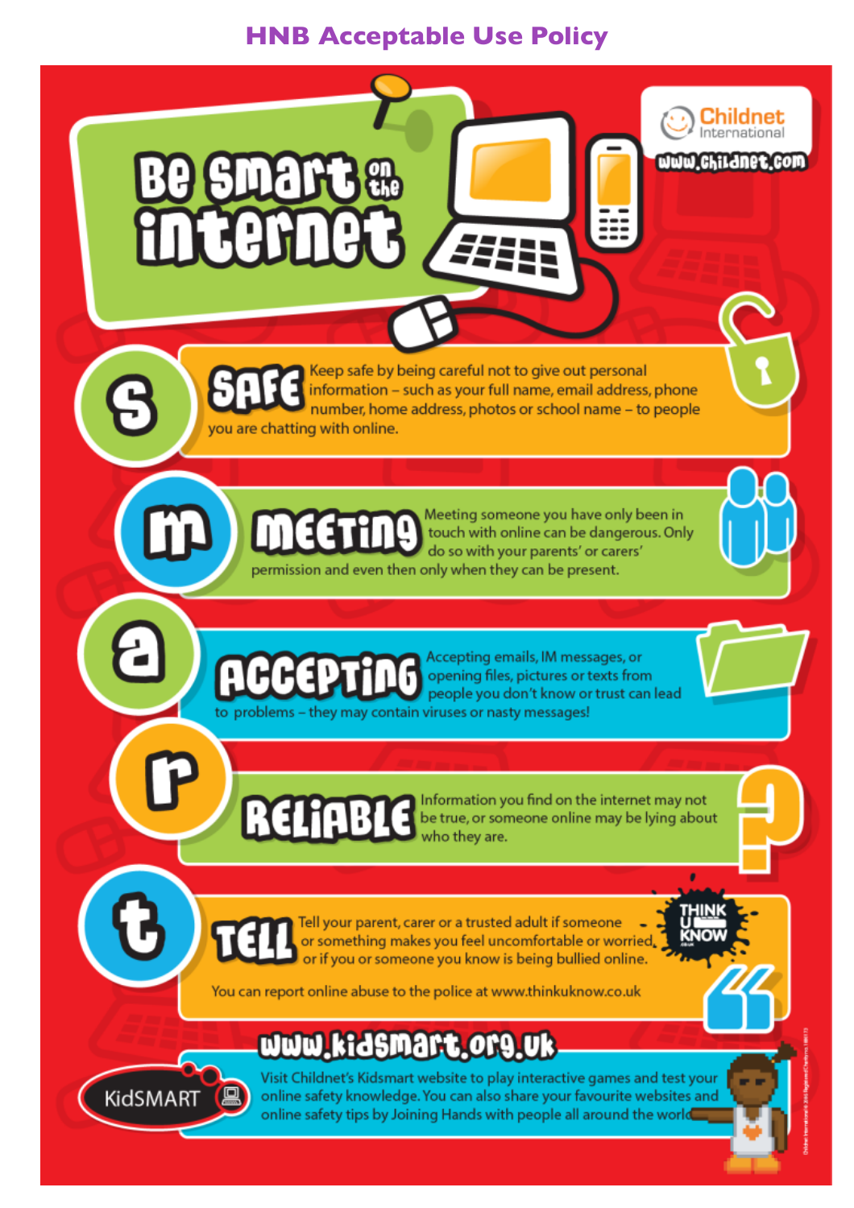# HNB Acceptable Use Policy

Childnet International
www.childnet.com

## Be Smart on the internet

**S – SAFE** Keep safe by being careful not to give out personal information – such as your full name, email address, phone number, home address, photos or school name – to people you are chatting with online.

**M – MEETING** Meeting someone you have only been in touch with online can be dangerous. Only do so with your parents' or carers' permission and even then only when they can be present.

**A – ACCEPTING** Accepting emails, IM messages, or opening files, pictures or texts from people you don't know or trust can lead to problems – they may contain viruses or nasty messages!

**R – RELIABLE** Information you find on the internet may not be true, or someone online may be lying about who they are.

**T – TELL** Tell your parent, carer or a trusted adult if someone or something makes you feel uncomfortable or worried, or if you or someone you know is being bullied online.

You can report online abuse to the police at www.thinkuknow.co.uk

THINK U KNOW

**www.kidsmart.org.uk**

KidSMART

Visit Childnet's Kidsmart website to play interactive games and test your online safety knowledge. You can also share your favourite websites and online safety tips by Joining Hands with people all around the world